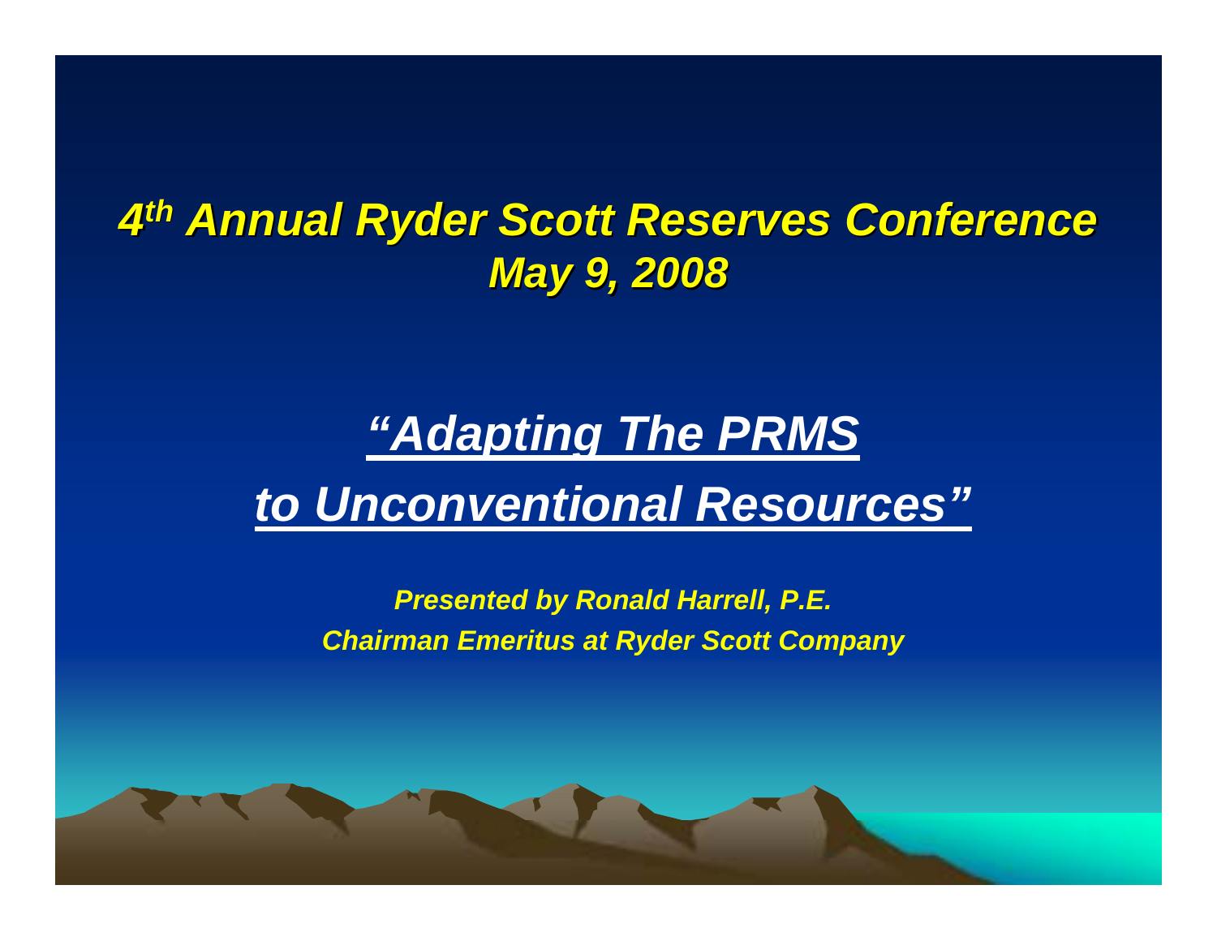# 4th Annual Ryder Scott Reserves Conference

## May 9, 2008

# *"Adapting The PRMS to Unconventional Resources"*

***Presented by Ronald Harrell, P.E.***

***Chairman Emeritus at Ryder Scott Company***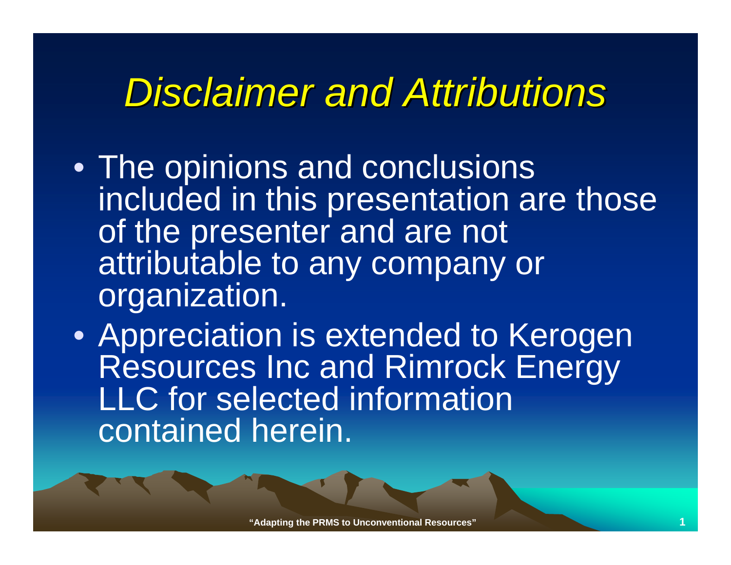# *Disclaimer and Attributions*

- The opinions and conclusions included in this presentation are those of the presenter and are not attributable to any company or organization.
- Appreciation is extended to Kerogen Resources Inc and Rimrock Energy LLC for selected information contained herein.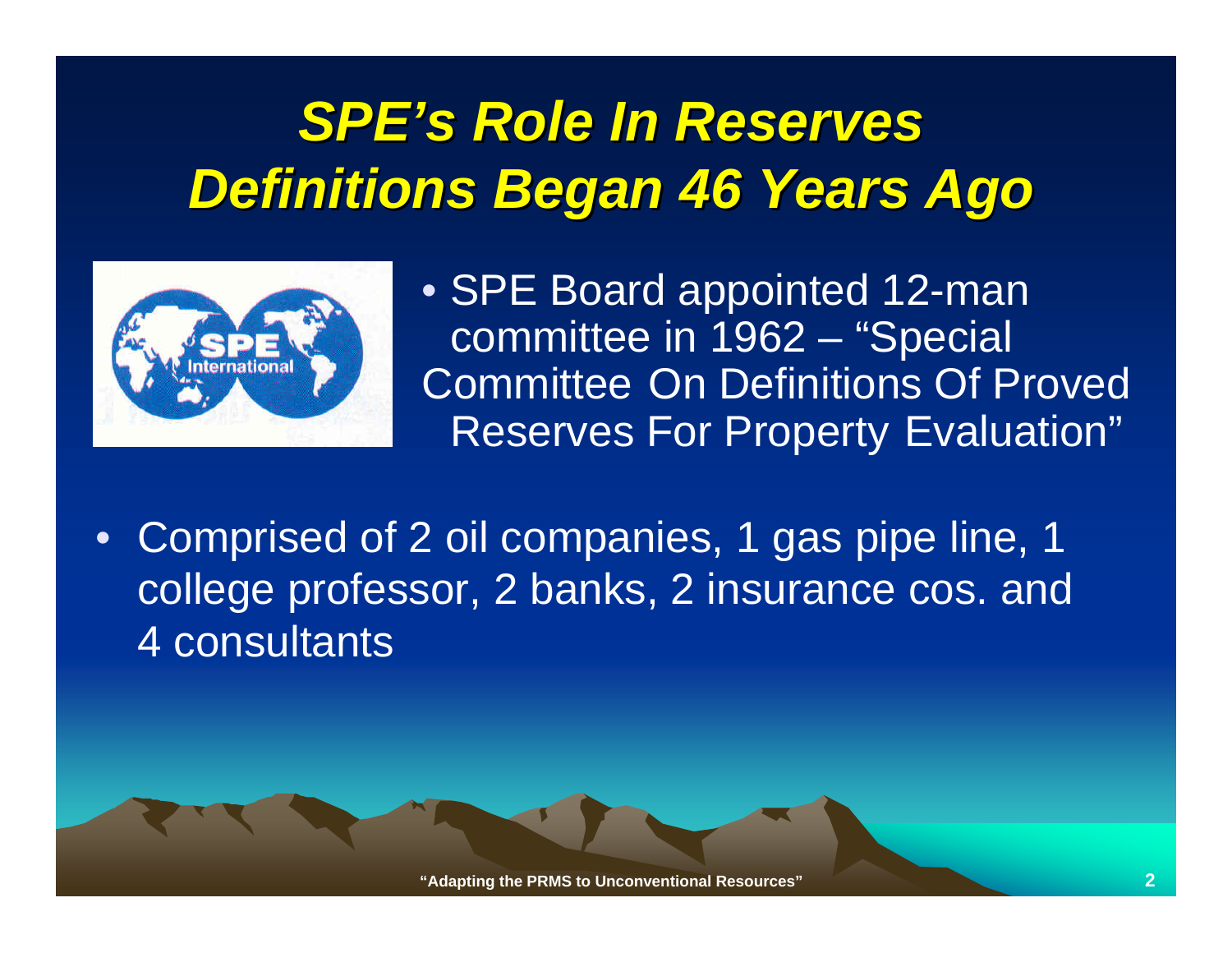# SPE's Role In Reserves Definitions Began 46 Years Ago

- SPE Board appointed 12-man committee in 1962 – "Special Committee On Definitions Of Proved Reserves For Property Evaluation"

- Comprised of 2 oil companies, 1 gas pipe line, 1 college professor, 2 banks, 2 insurance cos. and 4 consultants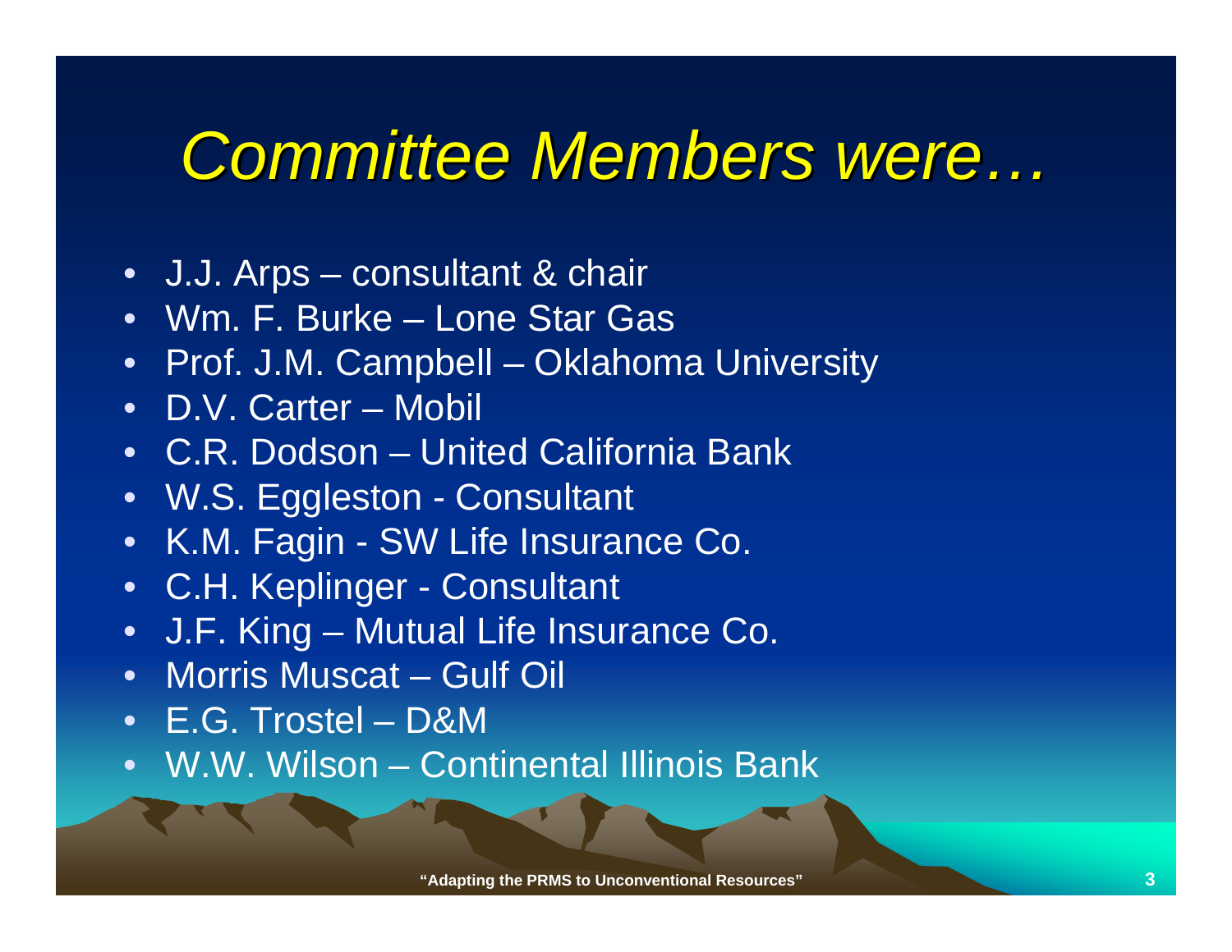# *Committee Members were…*

- J.J. Arps – consultant & chair
- Wm. F. Burke – Lone Star Gas
- Prof. J.M. Campbell – Oklahoma University
- D.V. Carter – Mobil
- C.R. Dodson – United California Bank
- W.S. Eggleston - Consultant
- K.M. Fagin - SW Life Insurance Co.
- C.H. Keplinger - Consultant
- J.F. King – Mutual Life Insurance Co.
- Morris Muscat – Gulf Oil
- E.G. Trostel – D&M
- W.W. Wilson – Continental Illinois Bank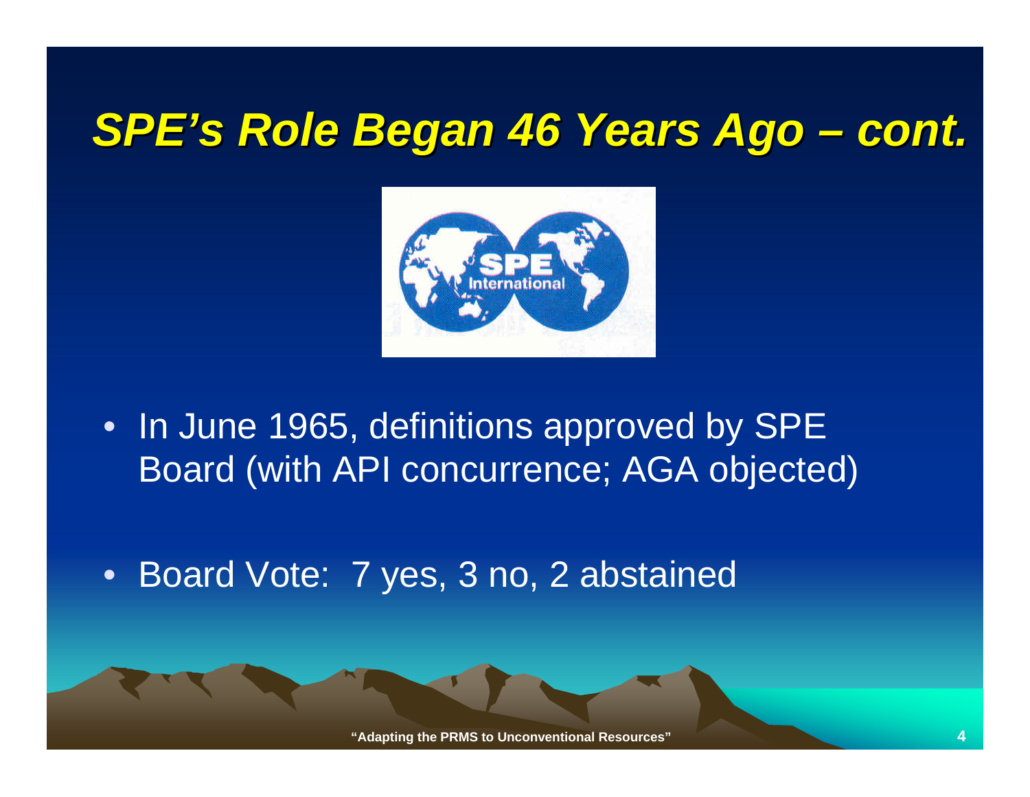# *SPE's Role Began 46 Years Ago – cont.*

- In June 1965, definitions approved by SPE Board (with API concurrence; AGA objected)
- Board Vote: 7 yes, 3 no, 2 abstained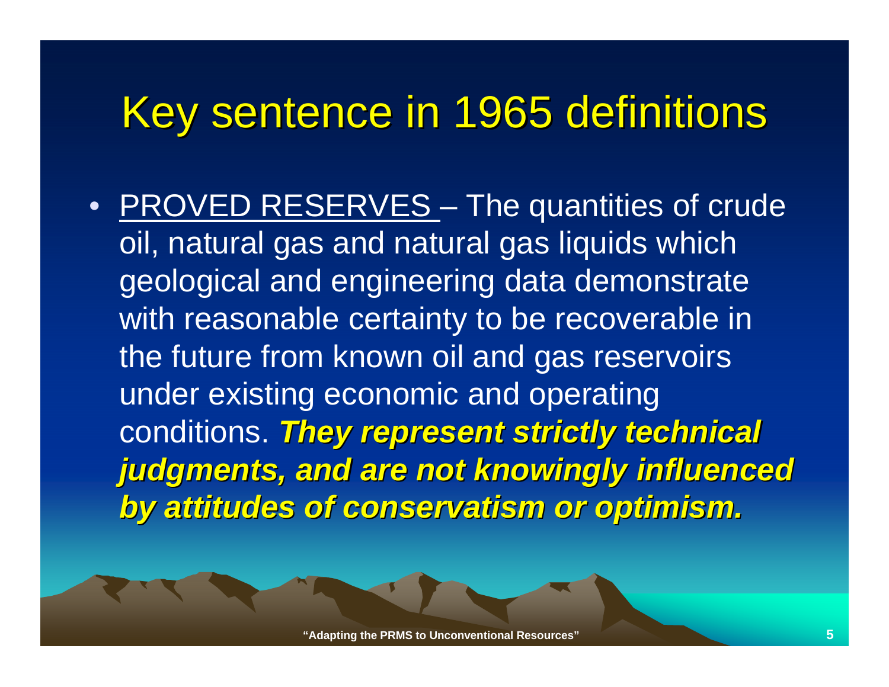# Key sentence in 1965 definitions

- PROVED RESERVES – The quantities of crude oil, natural gas and natural gas liquids which geological and engineering data demonstrate with reasonable certainty to be recoverable in the future from known oil and gas reservoirs under existing economic and operating conditions. ***They represent strictly technical judgments, and are not knowingly influenced by attitudes of conservatism or optimism.***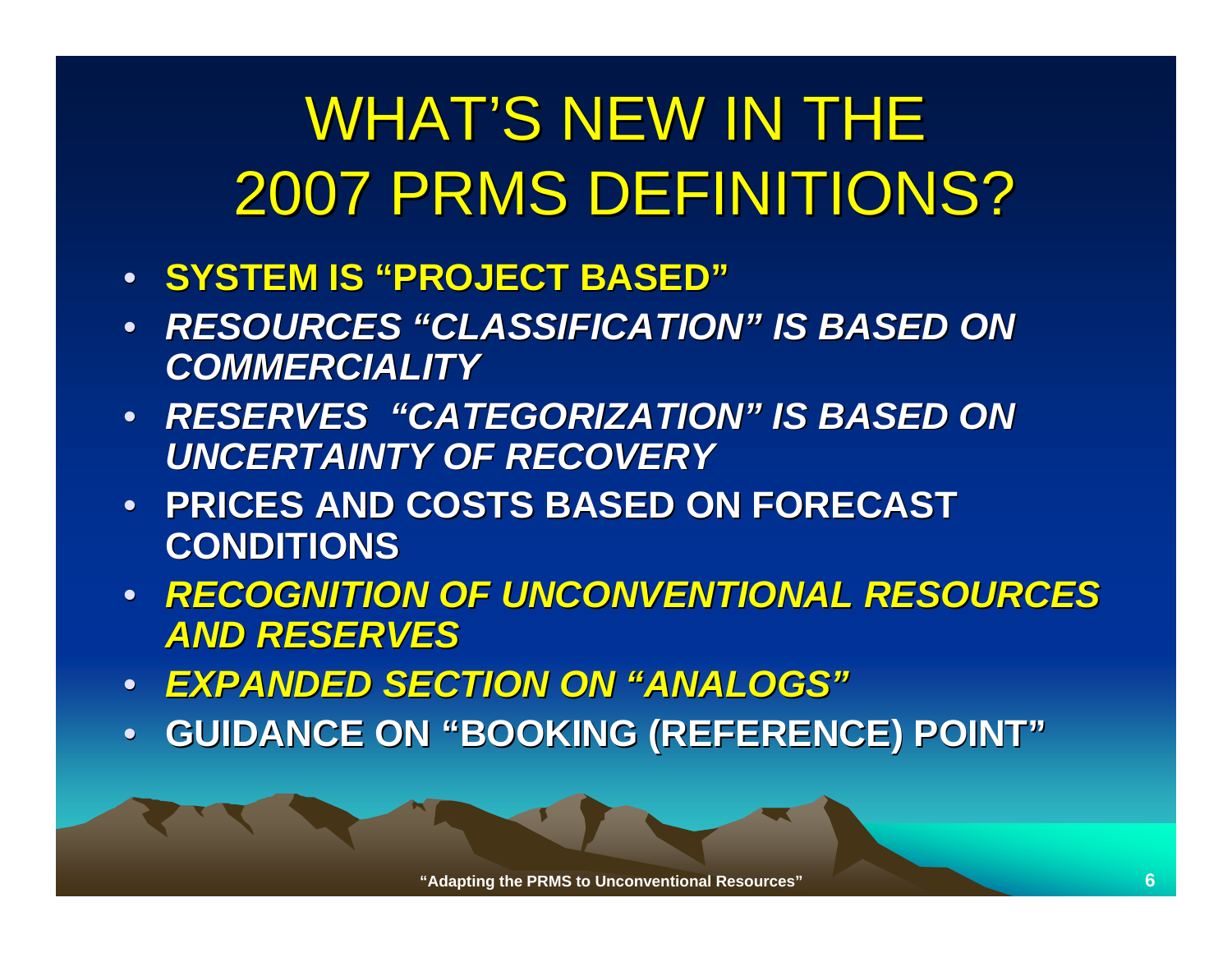# WHAT'S NEW IN THE 2007 PRMS DEFINITIONS?

- **SYSTEM IS "PROJECT BASED"**
- ***RESOURCES "CLASSIFICATION" IS BASED ON COMMERCIALITY***
- ***RESERVES "CATEGORIZATION" IS BASED ON UNCERTAINTY OF RECOVERY***
- **PRICES AND COSTS BASED ON FORECAST CONDITIONS**
- ***RECOGNITION OF UNCONVENTIONAL RESOURCES AND RESERVES***
- ***EXPANDED SECTION ON "ANALOGS"***
- **GUIDANCE ON "BOOKING (REFERENCE) POINT"**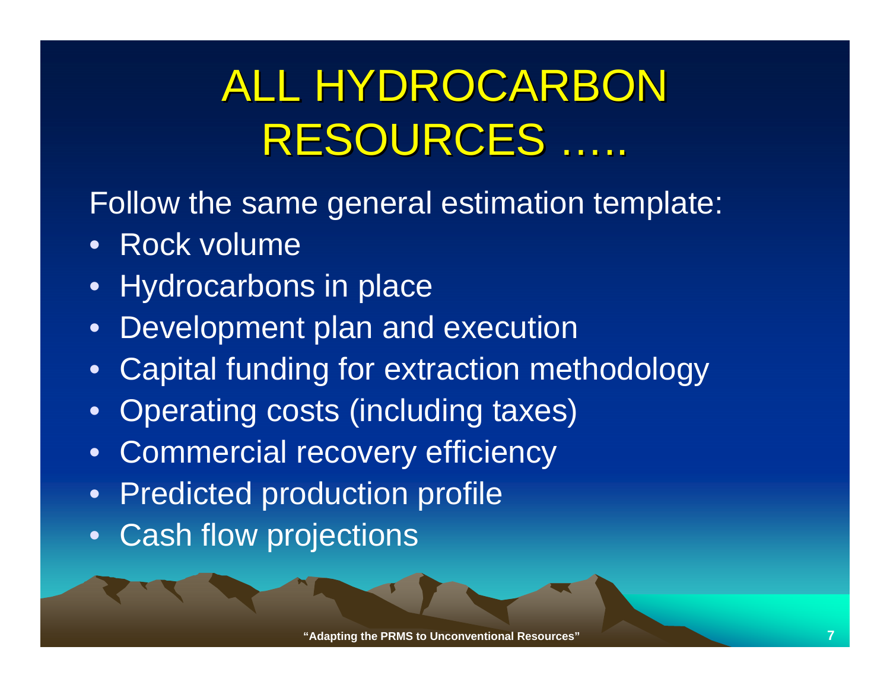# ALL HYDROCARBON RESOURCES …..

Follow the same general estimation template:

- Rock volume
- Hydrocarbons in place
- Development plan and execution
- Capital funding for extraction methodology
- Operating costs (including taxes)
- Commercial recovery efficiency
- Predicted production profile
- Cash flow projections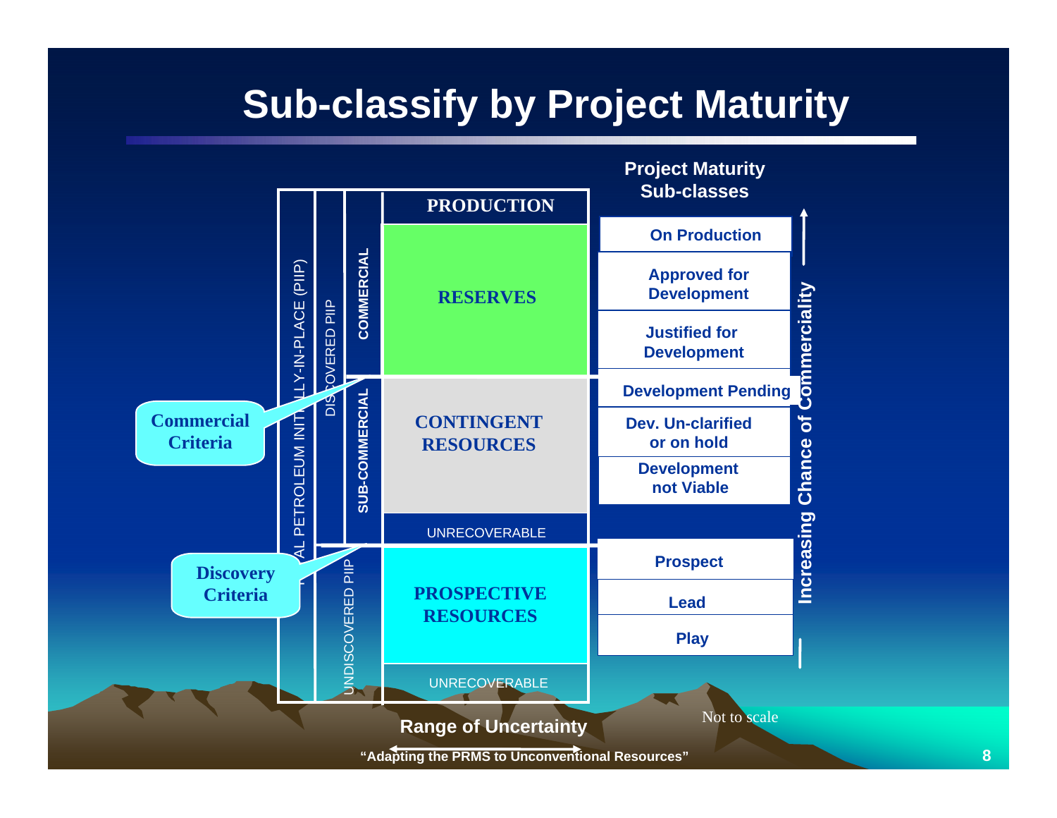# Sub-classify by Project Maturity

**Project Maturity Sub-classes**

| | | | |
|---|---|---|---|
| TOTAL PETROLEUM INITIALLY-IN-PLACE (PIIP) | DISCOVERED PIIP | | PRODUCTION |
| | | COMMERCIAL | RESERVES: On Production; Approved for Development; Justified for Development |
| | | SUB-COMMERCIAL | CONTINGENT RESOURCES: Development Pending; Dev. Un-clarified or on hold; Development not Viable |
| | | | UNRECOVERABLE |
| | UNDISCOVERED PIIP | | PROSPECTIVE RESOURCES: Prospect; Lead; Play |
| | | | UNRECOVERABLE |

**Commercial Criteria**

**Discovery Criteria**

Increasing Chance of Commerciality

Range of Uncertainty

Not to scale

"Adapting the PRMS to Unconventional Resources"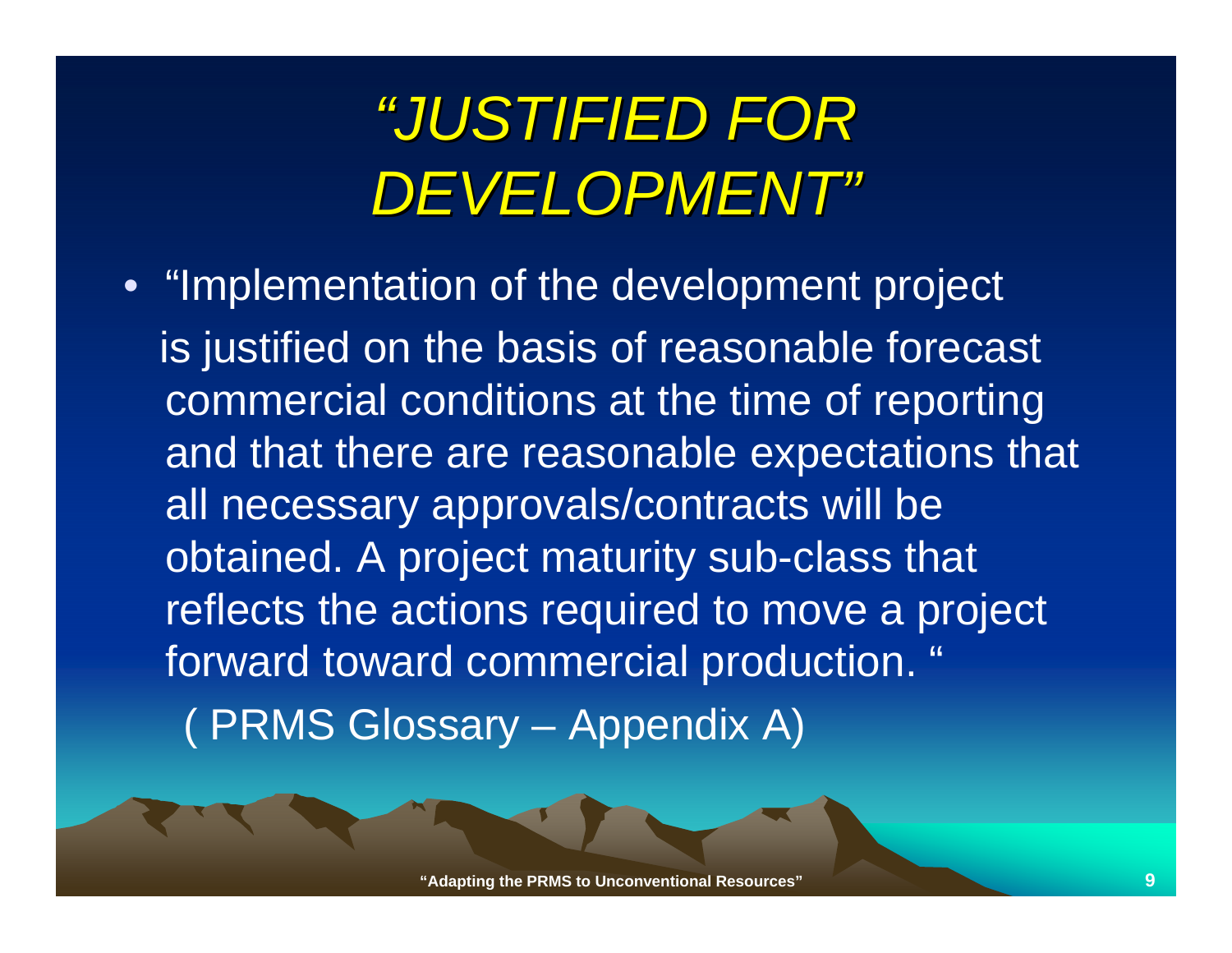# *"JUSTIFIED FOR DEVELOPMENT"*

- "Implementation of the development project is justified on the basis of reasonable forecast commercial conditions at the time of reporting and that there are reasonable expectations that all necessary approvals/contracts will be obtained. A project maturity sub-class that reflects the actions required to move a project forward toward commercial production. "

  ( PRMS Glossary – Appendix A)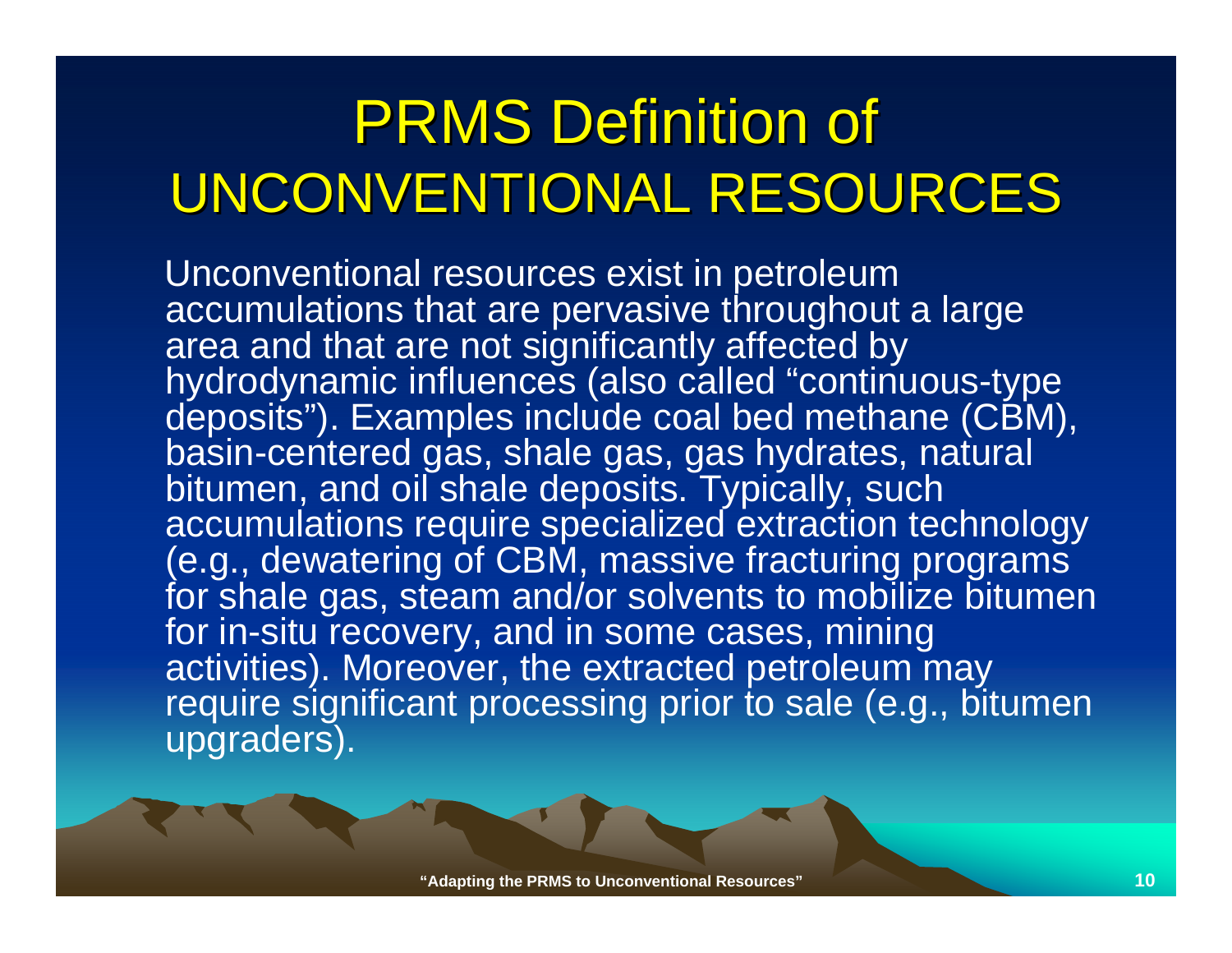# PRMS Definition of UNCONVENTIONAL RESOURCES

Unconventional resources exist in petroleum accumulations that are pervasive throughout a large area and that are not significantly affected by hydrodynamic influences (also called "continuous-type deposits"). Examples include coal bed methane (CBM), basin-centered gas, shale gas, gas hydrates, natural bitumen, and oil shale deposits. Typically, such accumulations require specialized extraction technology (e.g., dewatering of CBM, massive fracturing programs for shale gas, steam and/or solvents to mobilize bitumen for in-situ recovery, and in some cases, mining activities). Moreover, the extracted petroleum may require significant processing prior to sale (e.g., bitumen upgraders).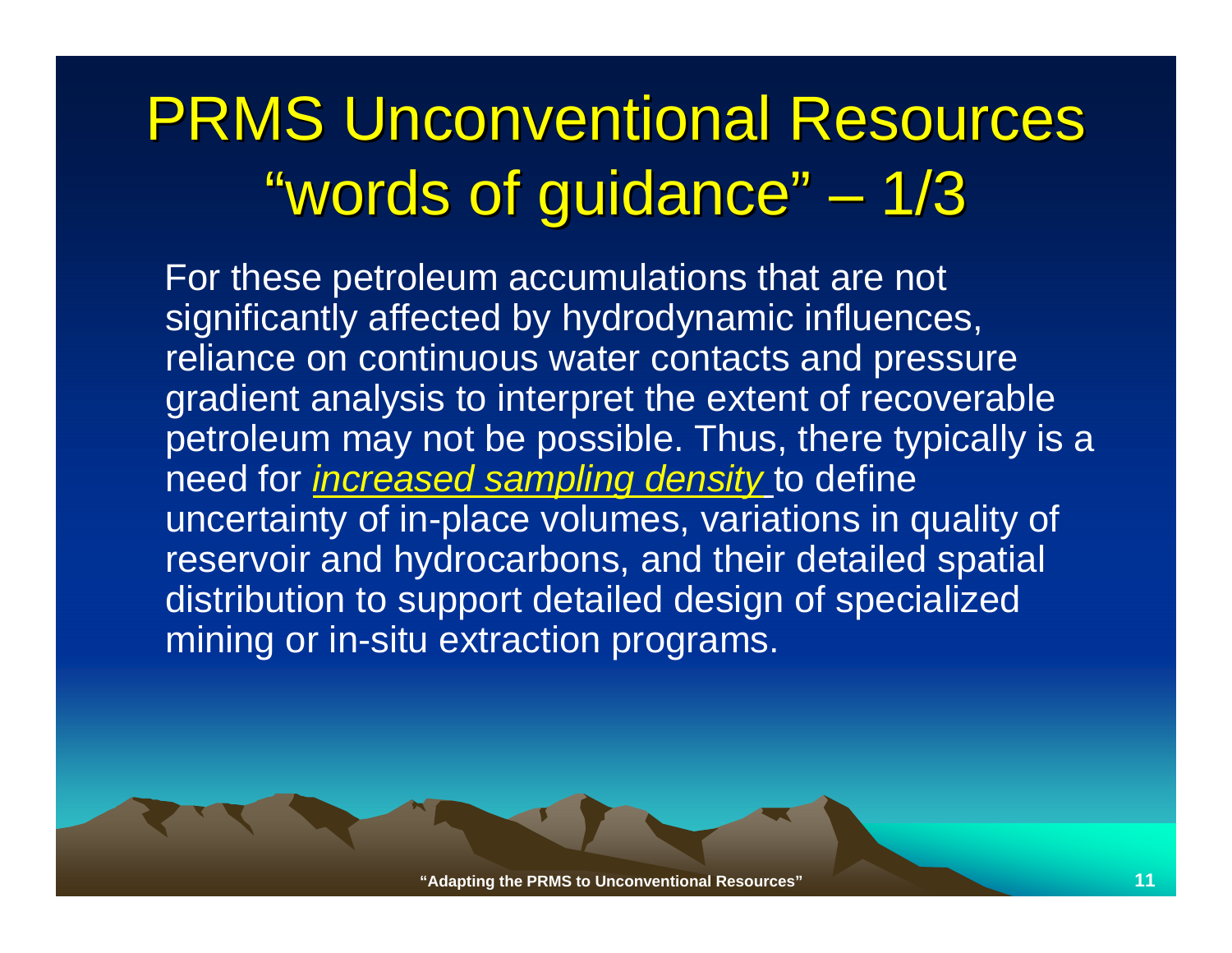# PRMS Unconventional Resources "words of guidance" – 1/3

For these petroleum accumulations that are not significantly affected by hydrodynamic influences, reliance on continuous water contacts and pressure gradient analysis to interpret the extent of recoverable petroleum may not be possible. Thus, there typically is a need for *increased sampling density* to define uncertainty of in-place volumes, variations in quality of reservoir and hydrocarbons, and their detailed spatial distribution to support detailed design of specialized mining or in-situ extraction programs.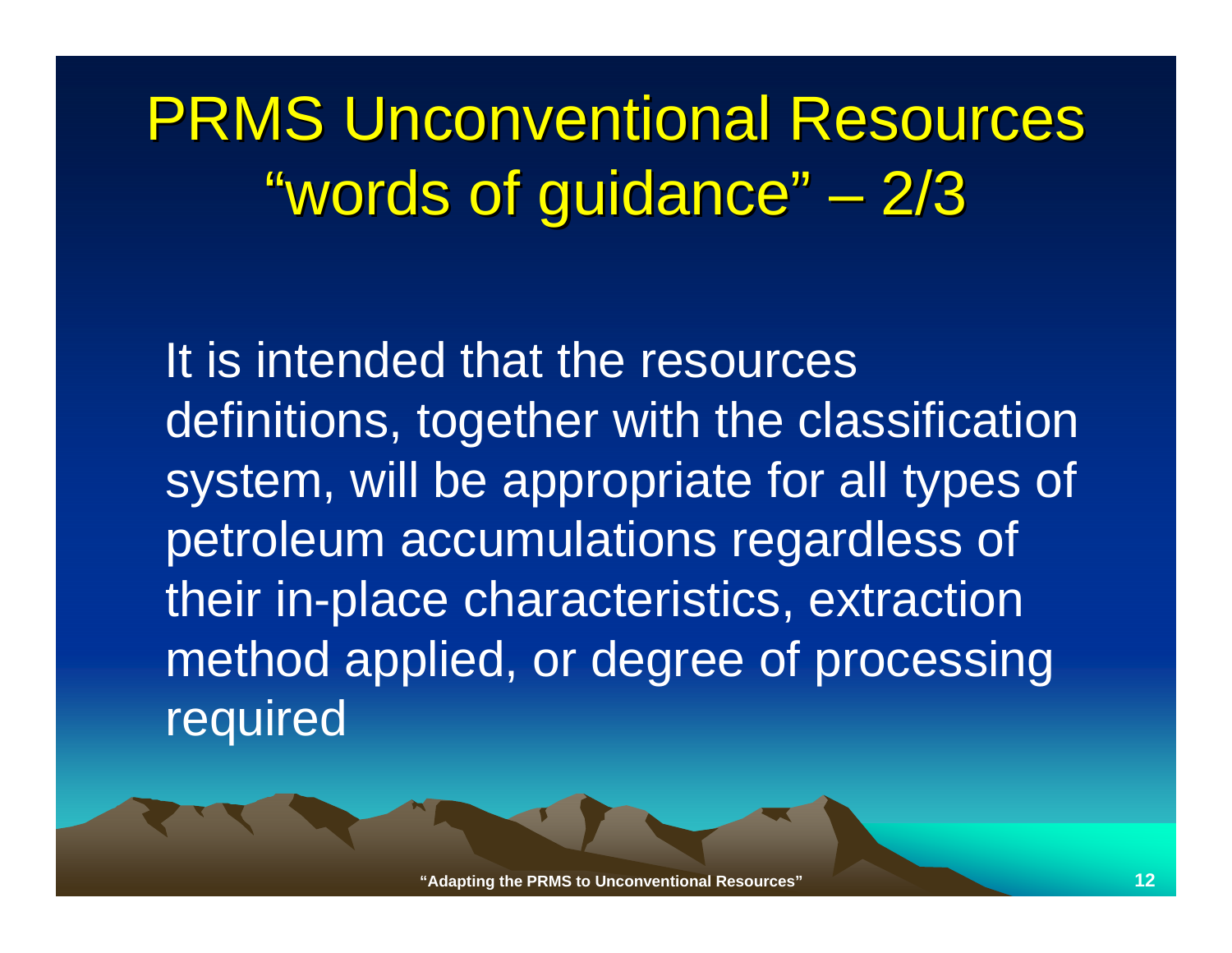# PRMS Unconventional Resources "words of guidance" – 2/3

It is intended that the resources definitions, together with the classification system, will be appropriate for all types of petroleum accumulations regardless of their in-place characteristics, extraction method applied, or degree of processing required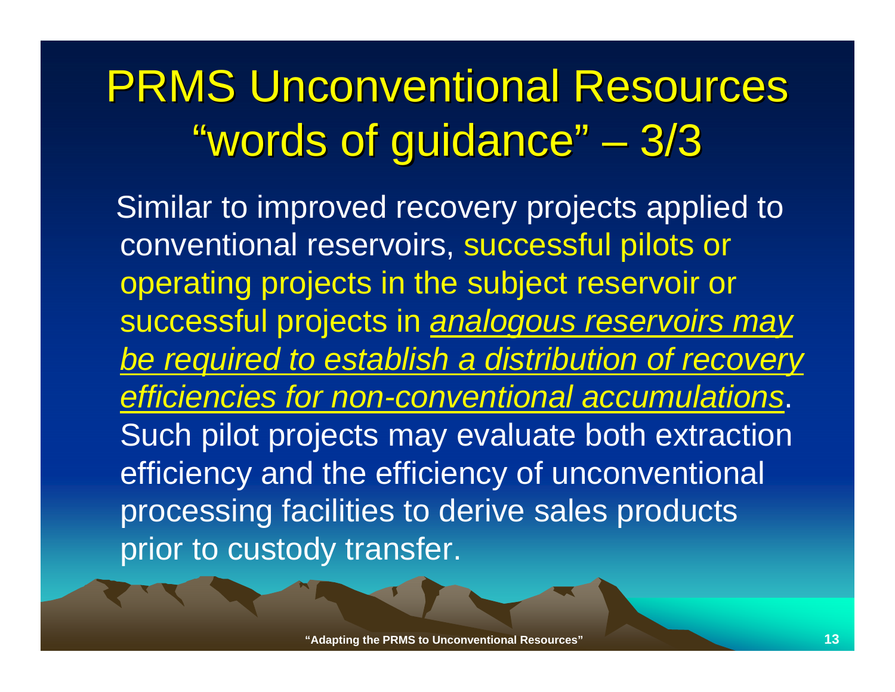# PRMS Unconventional Resources "words of guidance" – 3/3

Similar to improved recovery projects applied to conventional reservoirs, successful pilots or operating projects in the subject reservoir or successful projects in *analogous reservoirs may be required to establish a distribution of recovery efficiencies for non-conventional accumulations*. Such pilot projects may evaluate both extraction efficiency and the efficiency of unconventional processing facilities to derive sales products prior to custody transfer.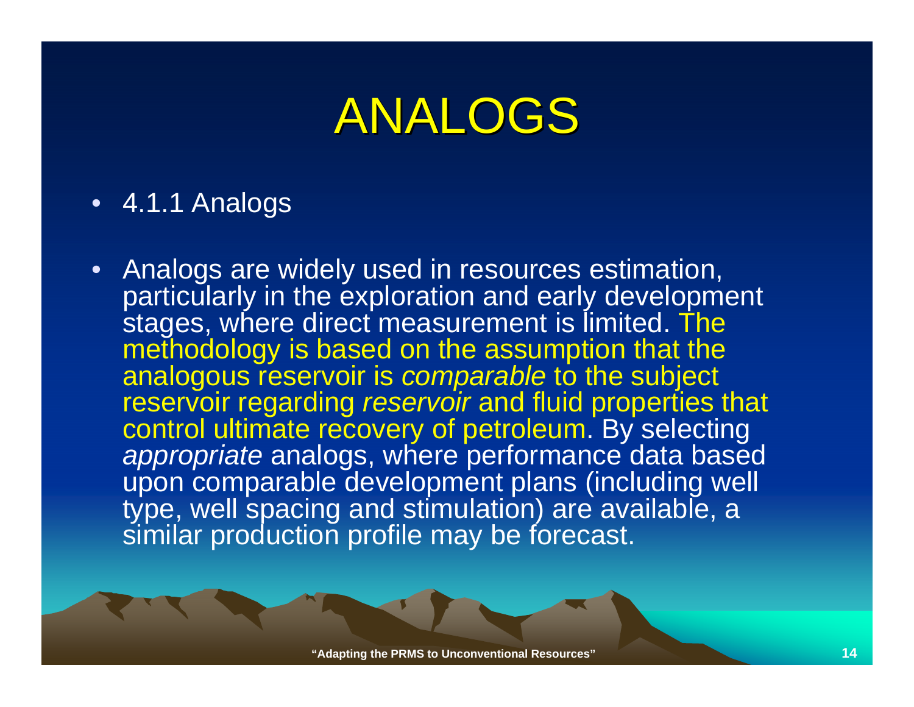# ANALOGS

- 4.1.1 Analogs

- Analogs are widely used in resources estimation, particularly in the exploration and early development stages, where direct measurement is limited. The methodology is based on the assumption that the analogous reservoir is *comparable* to the subject reservoir regarding *reservoir* and fluid properties that control ultimate recovery of petroleum. By selecting *appropriate* analogs, where performance data based upon comparable development plans (including well type, well spacing and stimulation) are available, a similar production profile may be forecast.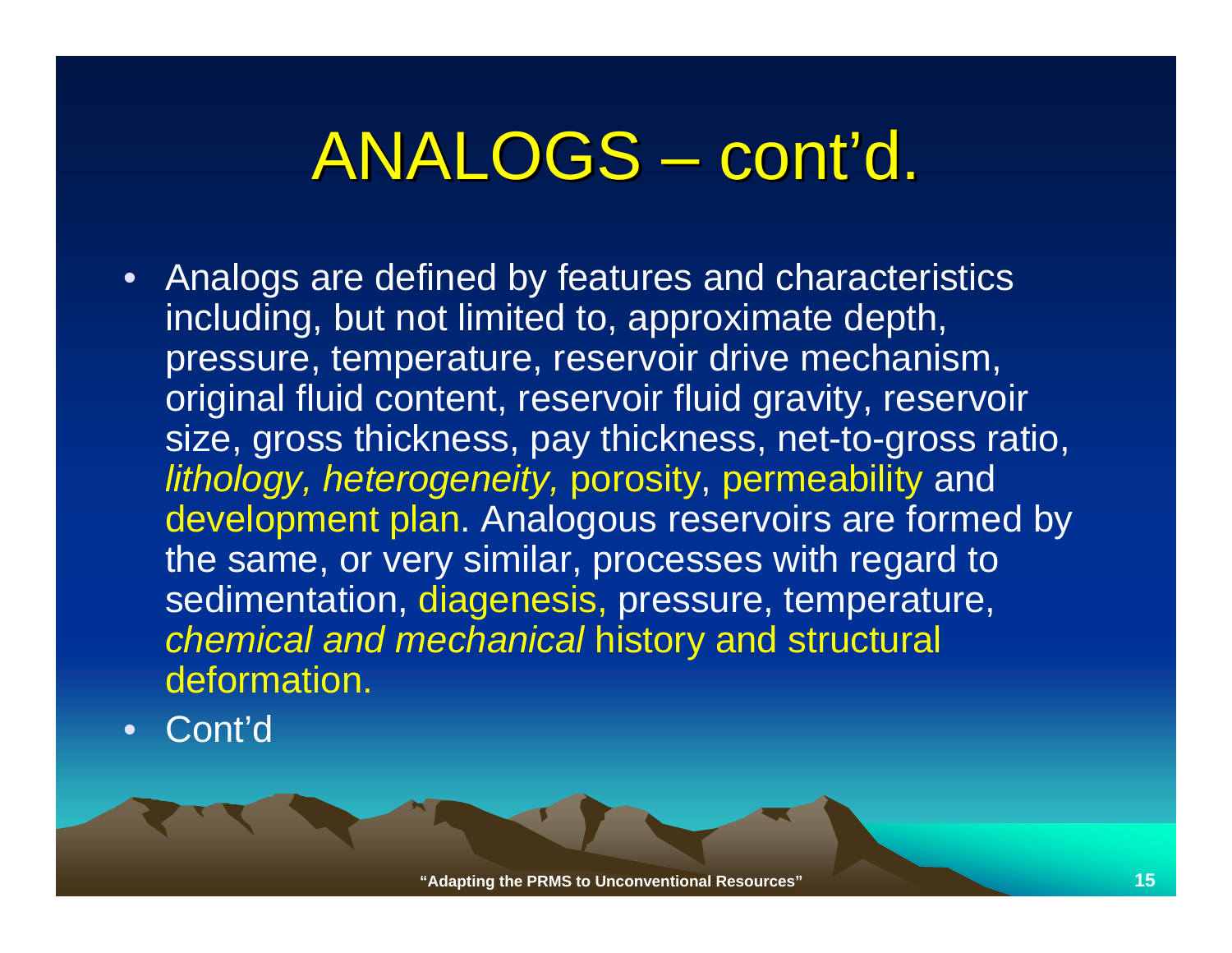# ANALOGS – cont'd.

- Analogs are defined by features and characteristics including, but not limited to, approximate depth, pressure, temperature, reservoir drive mechanism, original fluid content, reservoir fluid gravity, reservoir size, gross thickness, pay thickness, net-to-gross ratio, *lithology, heterogeneity,* porosity, permeability and development plan. Analogous reservoirs are formed by the same, or very similar, processes with regard to sedimentation, diagenesis, pressure, temperature, *chemical and mechanical* history and structural deformation.
- Cont'd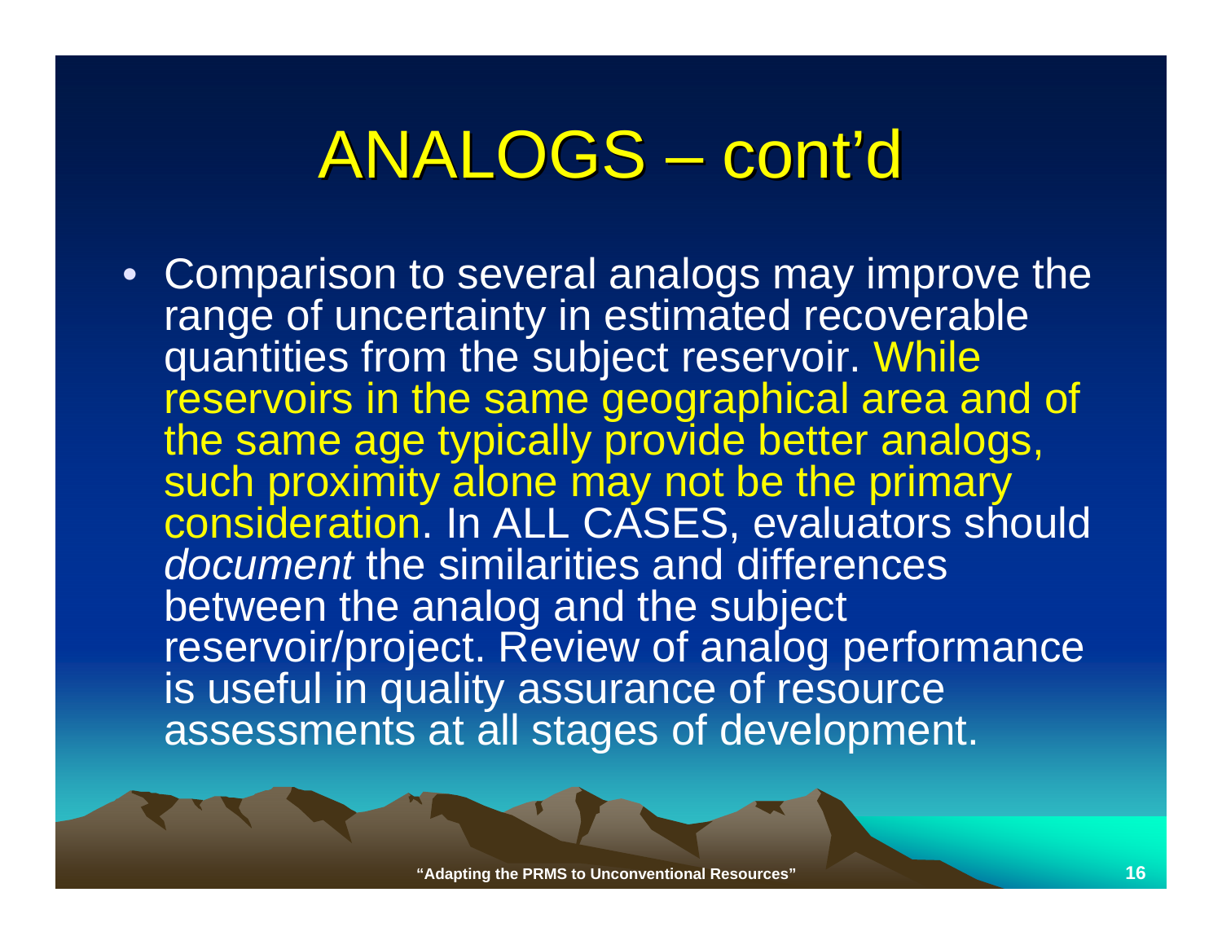# ANALOGS – cont'd

- Comparison to several analogs may improve the range of uncertainty in estimated recoverable quantities from the subject reservoir. While reservoirs in the same geographical area and of the same age typically provide better analogs, such proximity alone may not be the primary consideration. In ALL CASES, evaluators should *document* the similarities and differences between the analog and the subject reservoir/project. Review of analog performance is useful in quality assurance of resource assessments at all stages of development.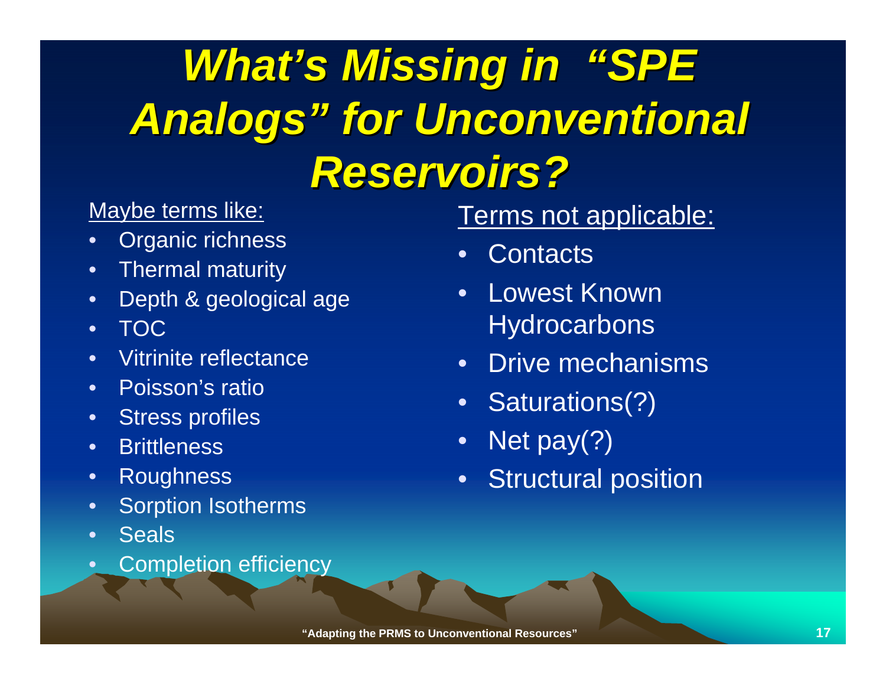# *What's Missing in "SPE Analogs" for Unconventional Reservoirs?*

Maybe terms like:

- Organic richness
- Thermal maturity
- Depth & geological age
- TOC
- Vitrinite reflectance
- Poisson's ratio
- Stress profiles
- Brittleness
- Roughness
- Sorption Isotherms
- Seals
- Completion efficiency

Terms not applicable:

- Contacts
- Lowest Known Hydrocarbons
- Drive mechanisms
- Saturations(?)
- Net pay(?)
- Structural position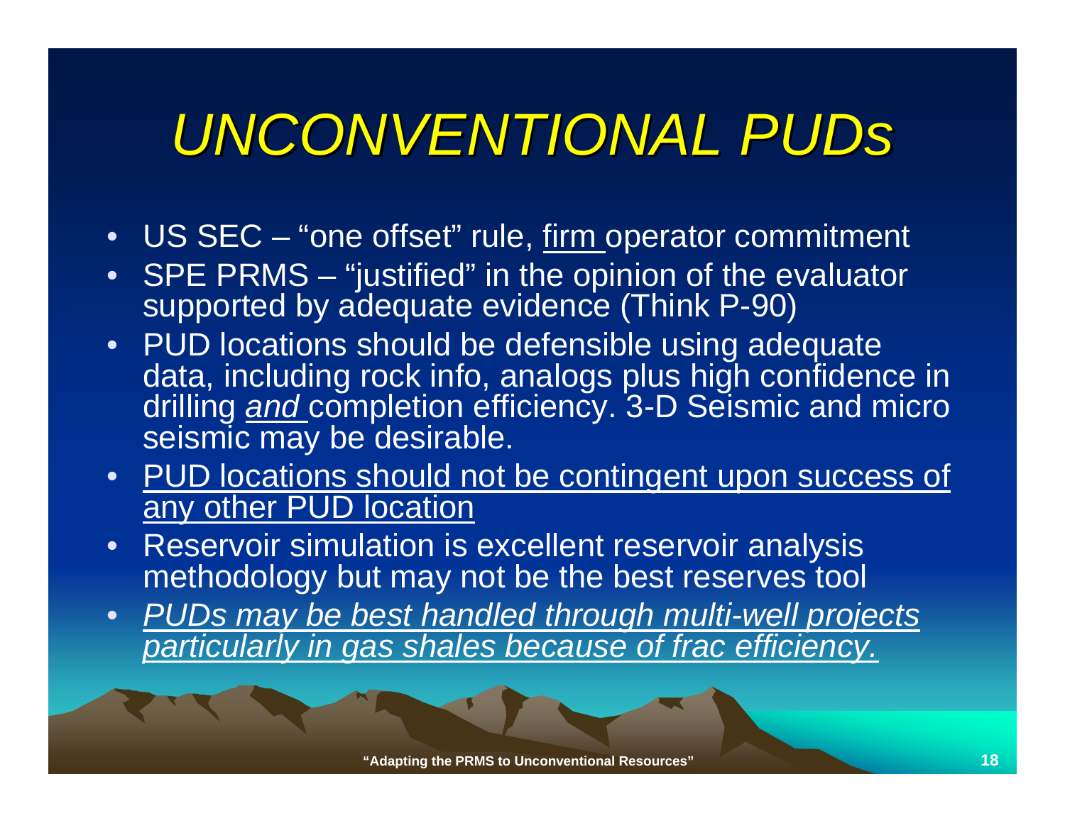# *UNCONVENTIONAL PUDs*

- US SEC – "one offset" rule, <u>firm</u> operator commitment
- SPE PRMS – "justified" in the opinion of the evaluator supported by adequate evidence (Think P-90)
- PUD locations should be defensible using adequate data, including rock info, analogs plus high confidence in drilling <u>*and*</u> completion efficiency. 3-D Seismic and micro seismic may be desirable.
- <u>PUD locations should not be contingent upon success of any other PUD location</u>
- Reservoir simulation is excellent reservoir analysis methodology but may not be the best reserves tool
- <u>*PUDs may be best handled through multi-well projects particularly in gas shales because of frac efficiency.*</u>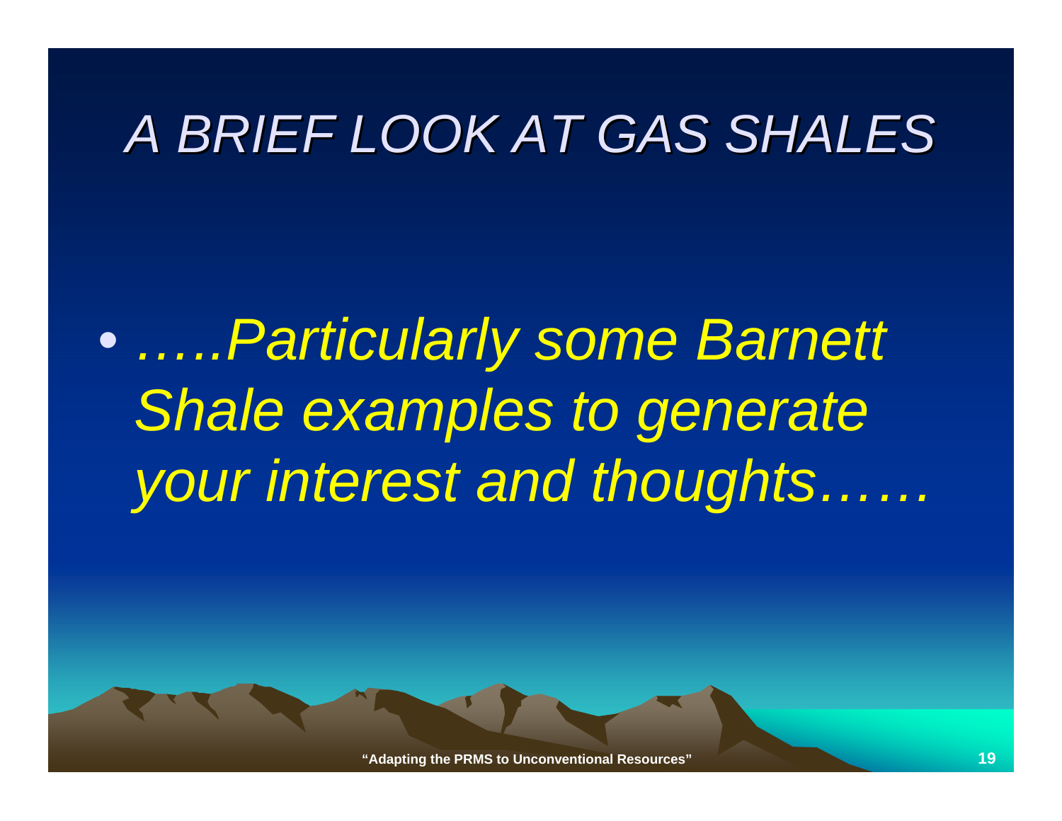# *A BRIEF LOOK AT GAS SHALES*

- *…..Particularly some Barnett Shale examples to generate your interest and thoughts……*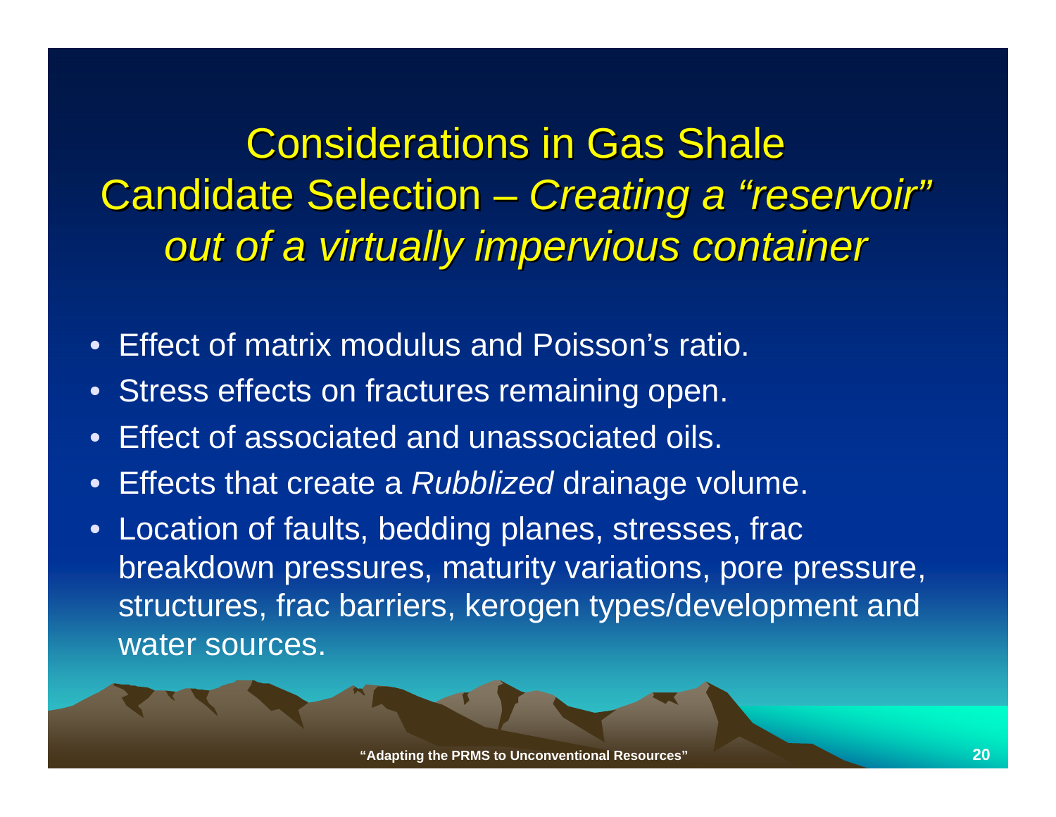# Considerations in Gas Shale Candidate Selection – *Creating a "reservoir" out of a virtually impervious container*

- Effect of matrix modulus and Poisson's ratio.
- Stress effects on fractures remaining open.
- Effect of associated and unassociated oils.
- Effects that create a *Rubblized* drainage volume.
- Location of faults, bedding planes, stresses, frac breakdown pressures, maturity variations, pore pressure, structures, frac barriers, kerogen types/development and water sources.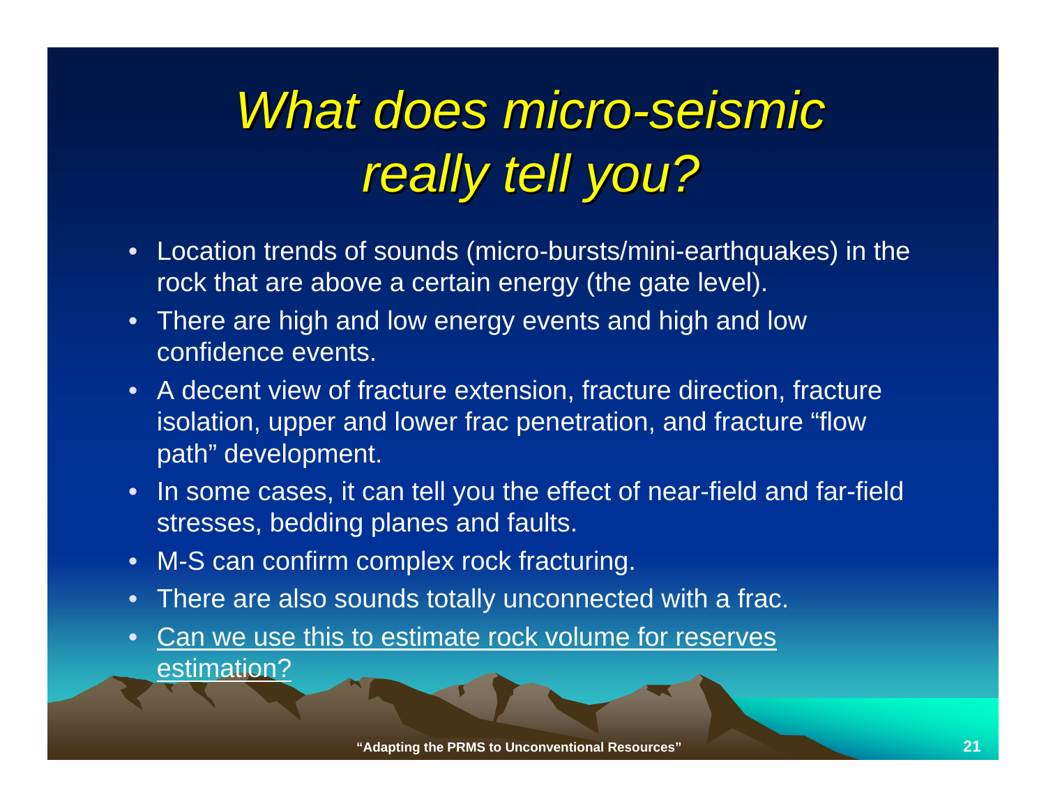# *What does micro-seismic really tell you?*

- Location trends of sounds (micro-bursts/mini-earthquakes) in the rock that are above a certain energy (the gate level).
- There are high and low energy events and high and low confidence events.
- A decent view of fracture extension, fracture direction, fracture isolation, upper and lower frac penetration, and fracture "flow path" development.
- In some cases, it can tell you the effect of near-field and far-field stresses, bedding planes and faults.
- M-S can confirm complex rock fracturing.
- There are also sounds totally unconnected with a frac.
- Can we use this to estimate rock volume for reserves estimation?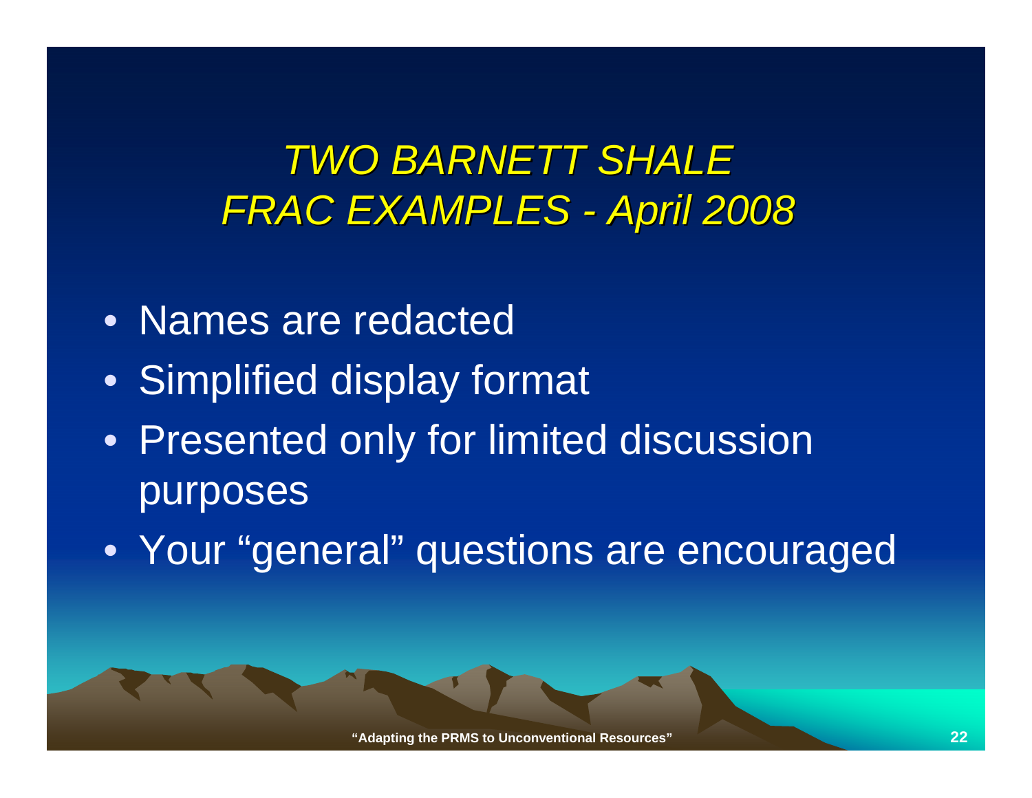# *TWO BARNETT SHALE FRAC EXAMPLES - April 2008*

- Names are redacted
- Simplified display format
- Presented only for limited discussion purposes
- Your “general” questions are encouraged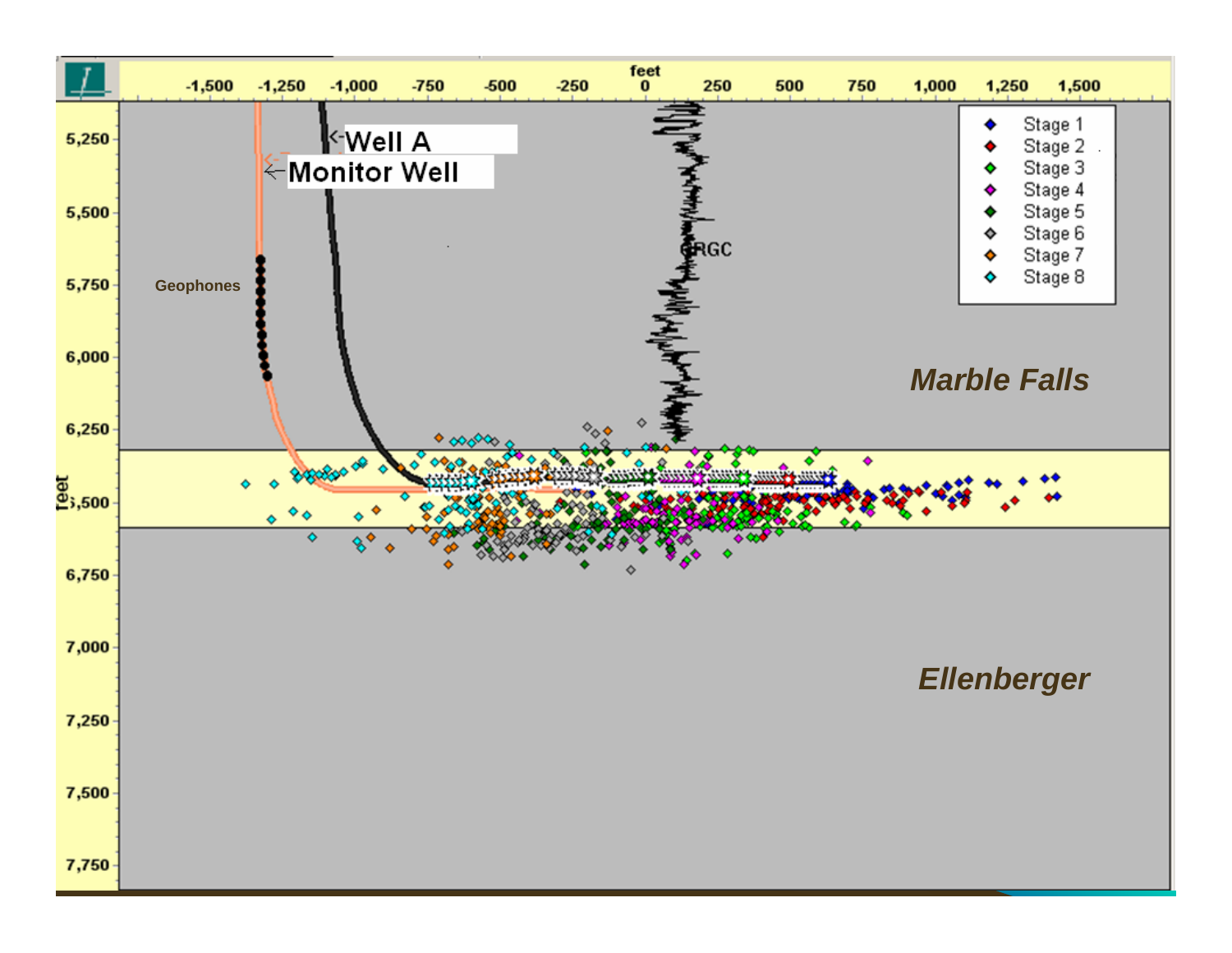Well A

Monitor Well

Geophones

GRGC

Stage 1
Stage 2
Stage 3
Stage 4
Stage 5
Stage 6
Stage 7
Stage 8

*Marble Falls*

*Ellenberger*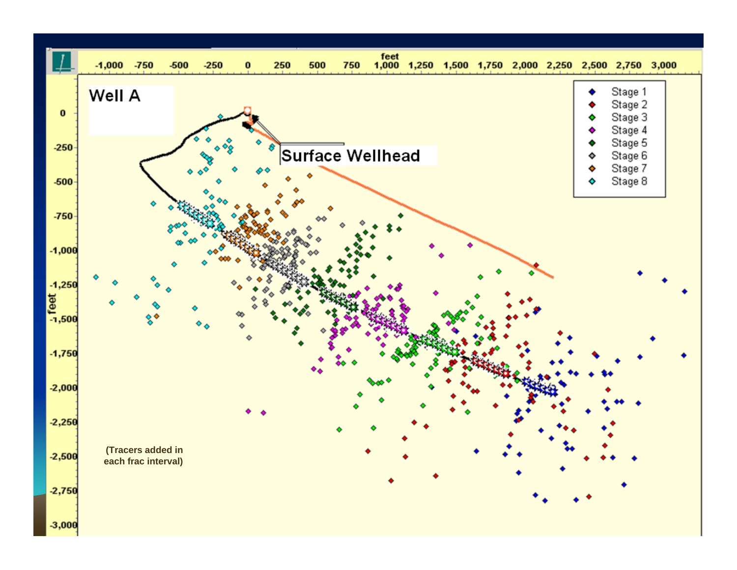Well A

Surface Wellhead

- Stage 1
- Stage 2
- Stage 3
- Stage 4
- Stage 5
- Stage 6
- Stage 7
- Stage 8

(Tracers added in each frac interval)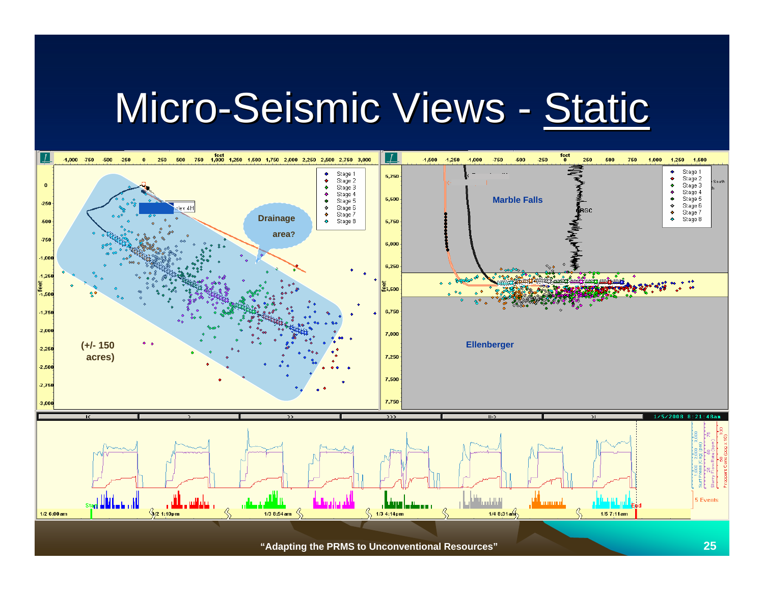# Micro-Seismic Views - Static

Drainage area?

(+/- 150 acres)

Marble Falls

Ellenberger

Stage 1
Stage 2
Stage 3
Stage 4
Stage 5
Stage 6
Stage 7
Stage 8

1/2 6:00am | 1/2 1:10pm | 1/3 6:54am | 1/3 4:14pm | 1/4 8:31am | 1/5 7:11am

5 Events

1/5/2008 8:21:48am

"Adapting the PRMS to Unconventional Resources"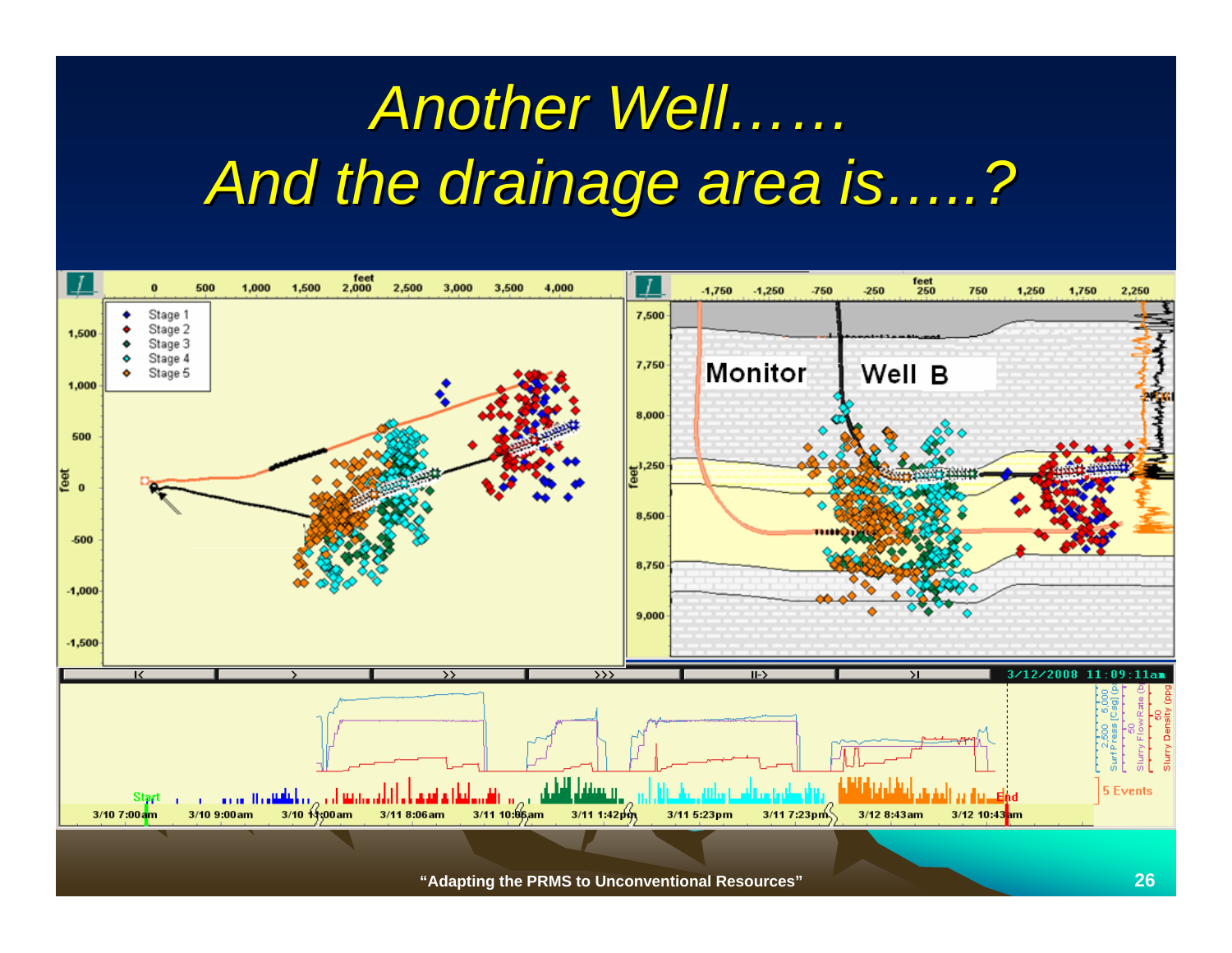# Another Well……
# And the drainage area is…..?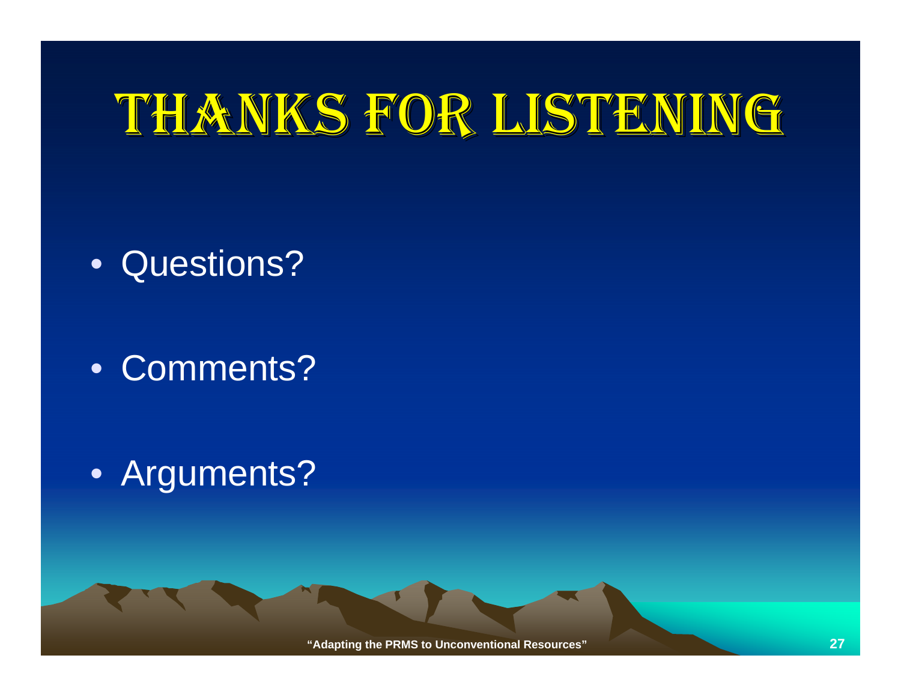# Thanks for Listening

- Questions?
- Comments?
- Arguments?